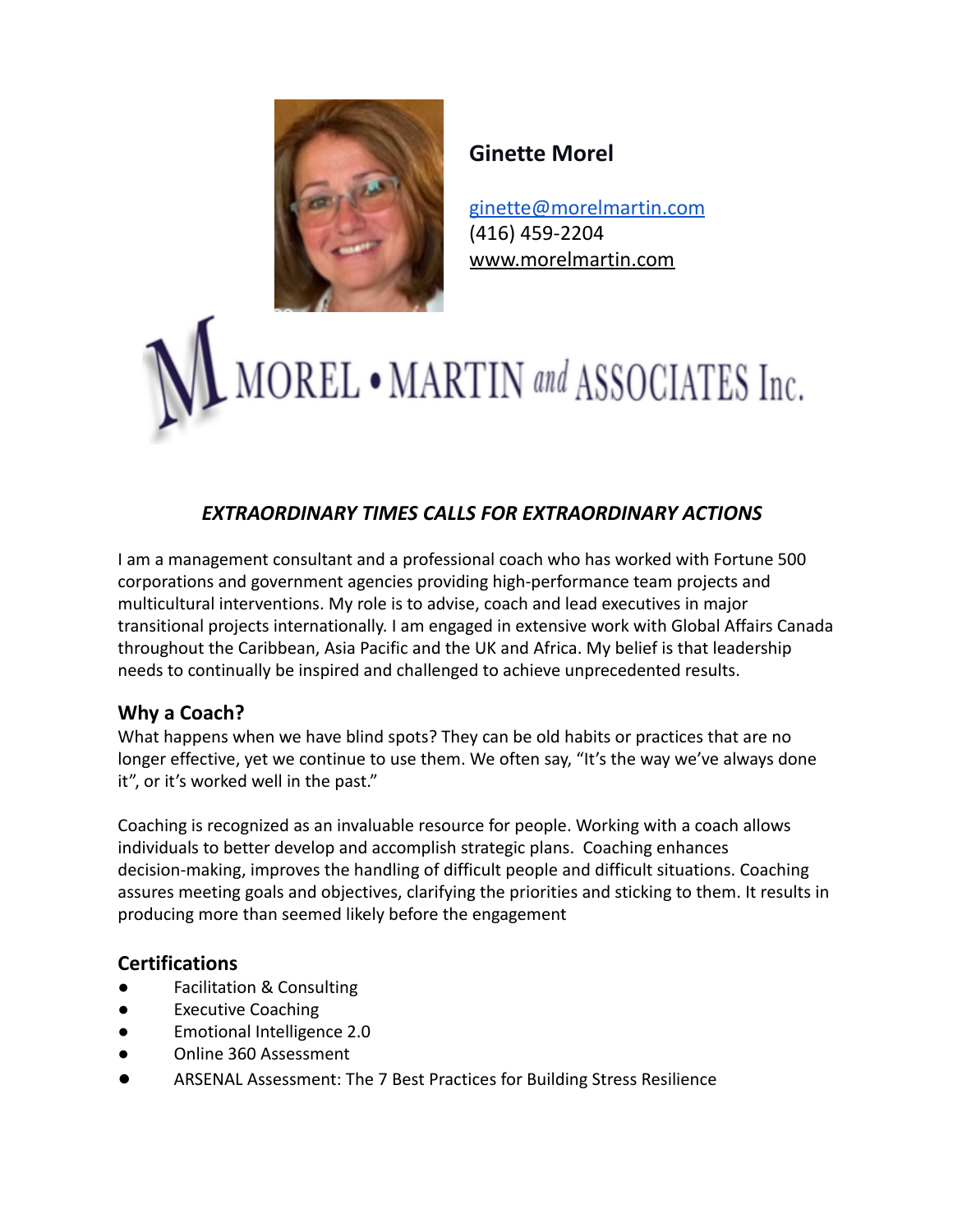## Ginette Morel

ginette@morelmartin.com
(416) 459-2204
www.morelmartin.com

MOREL • MARTIN and ASSOCIATES Inc.

### *EXTRAORDINARY TIMES CALLS FOR EXTRAORDINARY ACTIONS*

I am a management consultant and a professional coach who has worked with Fortune 500 corporations and government agencies providing high-performance team projects and multicultural interventions. My role is to advise, coach and lead executives in major transitional projects internationally. I am engaged in extensive work with Global Affairs Canada throughout the Caribbean, Asia Pacific and the UK and Africa. My belief is that leadership needs to continually be inspired and challenged to achieve unprecedented results.

### Why a Coach?

What happens when we have blind spots? They can be old habits or practices that are no longer effective, yet we continue to use them. We often say, "It's the way we've always done it", or it's worked well in the past."

Coaching is recognized as an invaluable resource for people. Working with a coach allows individuals to better develop and accomplish strategic plans. Coaching enhances decision-making, improves the handling of difficult people and difficult situations. Coaching assures meeting goals and objectives, clarifying the priorities and sticking to them. It results in producing more than seemed likely before the engagement

### Certifications

- Facilitation & Consulting
- Executive Coaching
- Emotional Intelligence 2.0
- Online 360 Assessment
- ARSENAL Assessment: The 7 Best Practices for Building Stress Resilience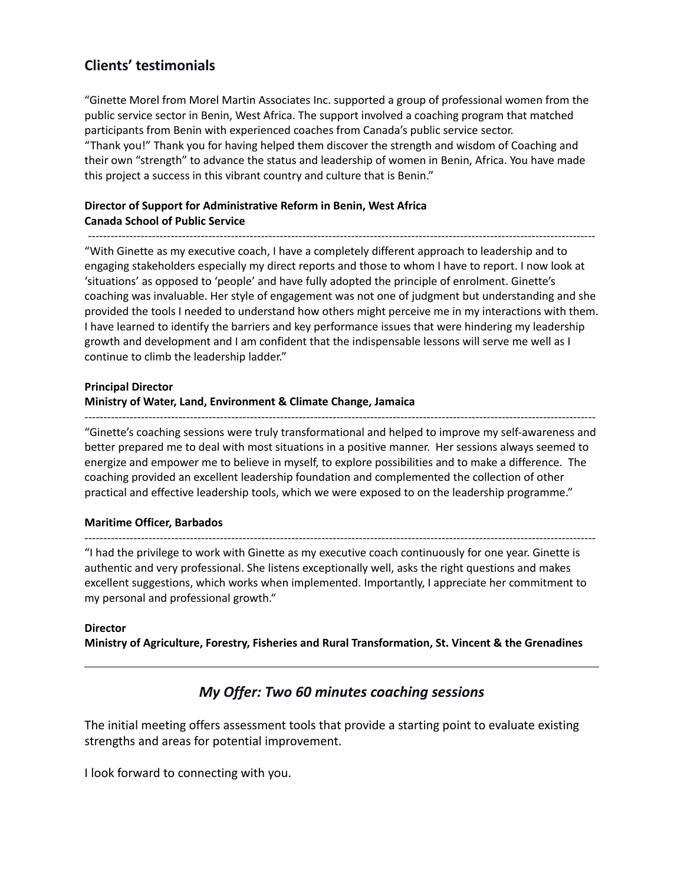## Clients' testimonials

"Ginette Morel from Morel Martin Associates Inc. supported a group of professional women from the public service sector in Benin, West Africa. The support involved a coaching program that matched participants from Benin with experienced coaches from Canada's public service sector.
"Thank you!" Thank you for having helped them discover the strength and wisdom of Coaching and their own "strength" to advance the status and leadership of women in Benin, Africa. You have made this project a success in this vibrant country and culture that is Benin."

**Director of Support for Administrative Reform in Benin, West Africa**
**Canada School of Public Service**

---

"With Ginette as my executive coach, I have a completely different approach to leadership and to engaging stakeholders especially my direct reports and those to whom I have to report. I now look at 'situations' as opposed to 'people' and have fully adopted the principle of enrolment. Ginette's coaching was invaluable. Her style of engagement was not one of judgment but understanding and she provided the tools I needed to understand how others might perceive me in my interactions with them. I have learned to identify the barriers and key performance issues that were hindering my leadership growth and development and I am confident that the indispensable lessons will serve me well as I continue to climb the leadership ladder."

**Principal Director**
**Ministry of Water, Land, Environment & Climate Change, Jamaica**

---

"Ginette's coaching sessions were truly transformational and helped to improve my self-awareness and better prepared me to deal with most situations in a positive manner. Her sessions always seemed to energize and empower me to believe in myself, to explore possibilities and to make a difference. The coaching provided an excellent leadership foundation and complemented the collection of other practical and effective leadership tools, which we were exposed to on the leadership programme."

**Maritime Officer, Barbados**

---

"I had the privilege to work with Ginette as my executive coach continuously for one year. Ginette is authentic and very professional. She listens exceptionally well, asks the right questions and makes excellent suggestions, which works when implemented. Importantly, I appreciate her commitment to my personal and professional growth."

**Director**
**Ministry of Agriculture, Forestry, Fisheries and Rural Transformation, St. Vincent & the Grenadines**

---

### *My Offer: Two 60 minutes coaching sessions*

The initial meeting offers assessment tools that provide a starting point to evaluate existing strengths and areas for potential improvement.

I look forward to connecting with you.